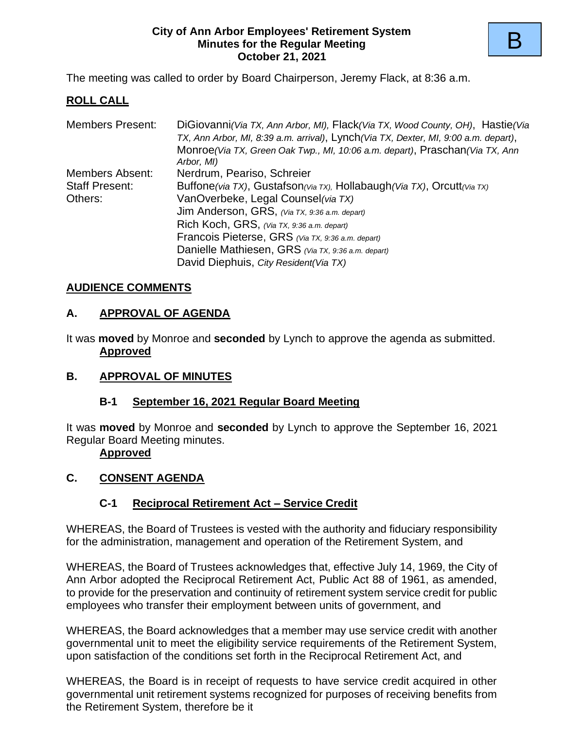B

**City of Ann Arbor Employees' Retirement System**
**Minutes for the Regular Meeting**
**October 21, 2021**

The meeting was called to order by Board Chairperson, Jeremy Flack, at 8:36 a.m.

## ROLL CALL

| | |
|---|---|
| Members Present: | DiGiovanni*(Via TX, Ann Arbor, MI)*, Flack*(Via TX, Wood County, OH)*, Hastie*(Via TX, Ann Arbor, MI, 8:39 a.m. arrival)*, Lynch*(Via TX, Dexter, MI, 9:00 a.m. depart)*, Monroe*(Via TX, Green Oak Twp., MI, 10:06 a.m. depart)*, Praschan*(Via TX, Ann Arbor, MI)* |
| Members Absent: | Nerdrum, Peariso, Schreier |
| Staff Present: | Buffone*(via TX)*, Gustafson*(Via TX)*, Hollabaugh*(Via TX)*, Orcutt*(Via TX)* |
| Others: | VanOverbeke, Legal Counsel*(via TX)* |
| | Jim Anderson, GRS, *(Via TX, 9:36 a.m. depart)* |
| | Rich Koch, GRS, *(Via TX, 9:36 a.m. depart)* |
| | Francois Pieterse, GRS *(Via TX, 9:36 a.m. depart)* |
| | Danielle Mathiesen, GRS *(Via TX, 9:36 a.m. depart)* |
| | David Diephuis, *City Resident(Via TX)* |

## AUDIENCE COMMENTS

## A. APPROVAL OF AGENDA

It was **moved** by Monroe and **seconded** by Lynch to approve the agenda as submitted.
**Approved**

## B. APPROVAL OF MINUTES

### B-1 September 16, 2021 Regular Board Meeting

It was **moved** by Monroe and **seconded** by Lynch to approve the September 16, 2021 Regular Board Meeting minutes.
**Approved**

## C. CONSENT AGENDA

### C-1 Reciprocal Retirement Act – Service Credit

WHEREAS, the Board of Trustees is vested with the authority and fiduciary responsibility for the administration, management and operation of the Retirement System, and

WHEREAS, the Board of Trustees acknowledges that, effective July 14, 1969, the City of Ann Arbor adopted the Reciprocal Retirement Act, Public Act 88 of 1961, as amended, to provide for the preservation and continuity of retirement system service credit for public employees who transfer their employment between units of government, and

WHEREAS, the Board acknowledges that a member may use service credit with another governmental unit to meet the eligibility service requirements of the Retirement System, upon satisfaction of the conditions set forth in the Reciprocal Retirement Act, and

WHEREAS, the Board is in receipt of requests to have service credit acquired in other governmental unit retirement systems recognized for purposes of receiving benefits from the Retirement System, therefore be it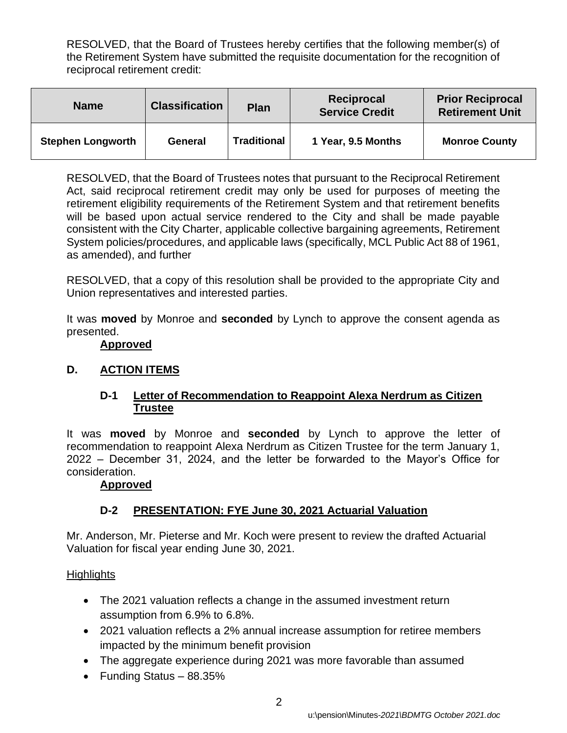RESOLVED, that the Board of Trustees hereby certifies that the following member(s) of the Retirement System have submitted the requisite documentation for the recognition of reciprocal retirement credit:

| Name | Classification | Plan | Reciprocal Service Credit | Prior Reciprocal Retirement Unit |
|---|---|---|---|---|
| Stephen Longworth | General | Traditional | 1 Year, 9.5 Months | Monroe County |

RESOLVED, that the Board of Trustees notes that pursuant to the Reciprocal Retirement Act, said reciprocal retirement credit may only be used for purposes of meeting the retirement eligibility requirements of the Retirement System and that retirement benefits will be based upon actual service rendered to the City and shall be made payable consistent with the City Charter, applicable collective bargaining agreements, Retirement System policies/procedures, and applicable laws (specifically, MCL Public Act 88 of 1961, as amended), and further

RESOLVED, that a copy of this resolution shall be provided to the appropriate City and Union representatives and interested parties.

It was **moved** by Monroe and **seconded** by Lynch to approve the consent agenda as presented.

**Approved**

## D. ACTION ITEMS

### D-1 Letter of Recommendation to Reappoint Alexa Nerdrum as Citizen Trustee

It was **moved** by Monroe and **seconded** by Lynch to approve the letter of recommendation to reappoint Alexa Nerdrum as Citizen Trustee for the term January 1, 2022 – December 31, 2024, and the letter be forwarded to the Mayor's Office for consideration.

**Approved**

### D-2 PRESENTATION: FYE June 30, 2021 Actuarial Valuation

Mr. Anderson, Mr. Pieterse and Mr. Koch were present to review the drafted Actuarial Valuation for fiscal year ending June 30, 2021.

Highlights

- The 2021 valuation reflects a change in the assumed investment return assumption from 6.9% to 6.8%.
- 2021 valuation reflects a 2% annual increase assumption for retiree members impacted by the minimum benefit provision
- The aggregate experience during 2021 was more favorable than assumed
- Funding Status – 88.35%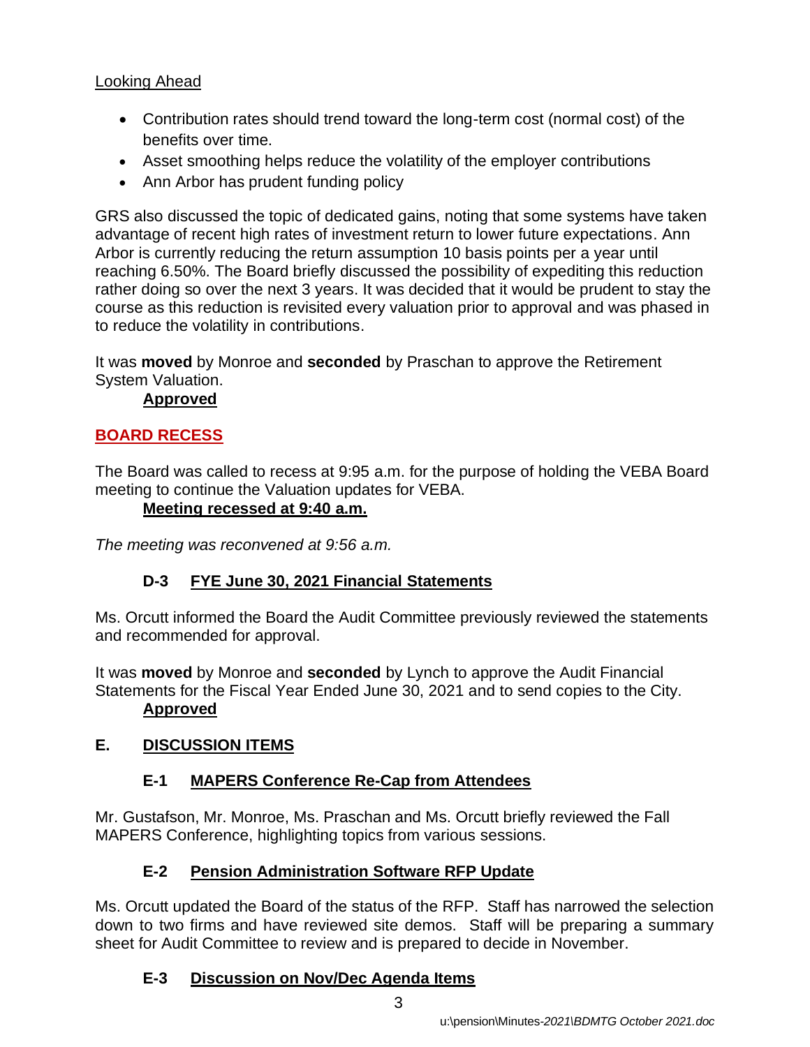Looking Ahead

- Contribution rates should trend toward the long-term cost (normal cost) of the benefits over time.
- Asset smoothing helps reduce the volatility of the employer contributions
- Ann Arbor has prudent funding policy

GRS also discussed the topic of dedicated gains, noting that some systems have taken advantage of recent high rates of investment return to lower future expectations. Ann Arbor is currently reducing the return assumption 10 basis points per a year until reaching 6.50%. The Board briefly discussed the possibility of expediting this reduction rather doing so over the next 3 years. It was decided that it would be prudent to stay the course as this reduction is revisited every valuation prior to approval and was phased in to reduce the volatility in contributions.

It was **moved** by Monroe and **seconded** by Praschan to approve the Retirement System Valuation.

**Approved**

## BOARD RECESS

The Board was called to recess at 9:95 a.m. for the purpose of holding the VEBA Board meeting to continue the Valuation updates for VEBA.

**Meeting recessed at 9:40 a.m.**

*The meeting was reconvened at 9:56 a.m.*

### D-3 FYE June 30, 2021 Financial Statements

Ms. Orcutt informed the Board the Audit Committee previously reviewed the statements and recommended for approval.

It was **moved** by Monroe and **seconded** by Lynch to approve the Audit Financial Statements for the Fiscal Year Ended June 30, 2021 and to send copies to the City.

**Approved**

## E. DISCUSSION ITEMS

### E-1 MAPERS Conference Re-Cap from Attendees

Mr. Gustafson, Mr. Monroe, Ms. Praschan and Ms. Orcutt briefly reviewed the Fall MAPERS Conference, highlighting topics from various sessions.

### E-2 Pension Administration Software RFP Update

Ms. Orcutt updated the Board of the status of the RFP. Staff has narrowed the selection down to two firms and have reviewed site demos. Staff will be preparing a summary sheet for Audit Committee to review and is prepared to decide in November.

### E-3 Discussion on Nov/Dec Agenda Items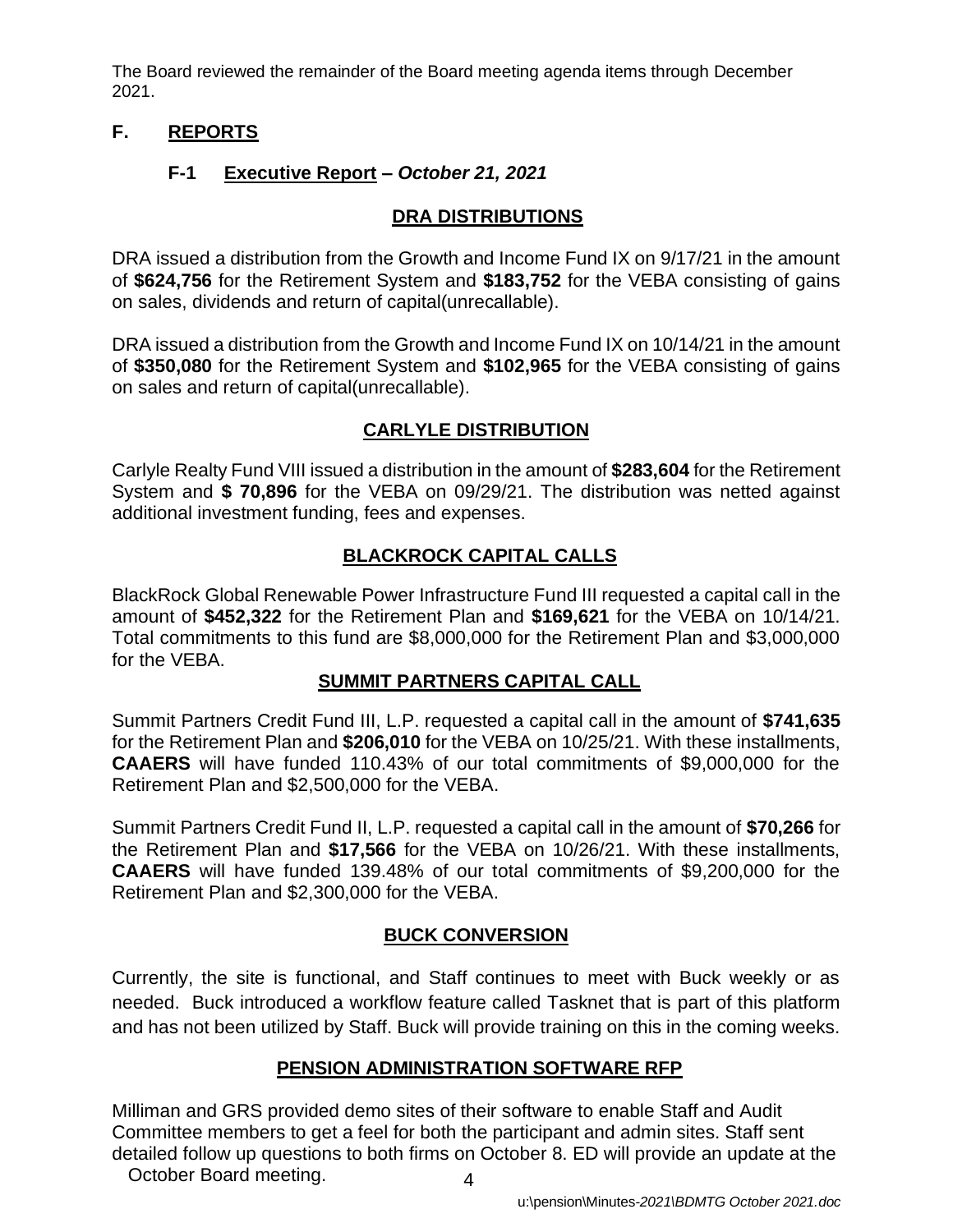The Board reviewed the remainder of the Board meeting agenda items through December 2021.

## F. REPORTS

### F-1 Executive Report – *October 21, 2021*

#### DRA DISTRIBUTIONS

DRA issued a distribution from the Growth and Income Fund IX on 9/17/21 in the amount of **$624,756** for the Retirement System and **$183,752** for the VEBA consisting of gains on sales, dividends and return of capital(unrecallable).

DRA issued a distribution from the Growth and Income Fund IX on 10/14/21 in the amount of **$350,080** for the Retirement System and **$102,965** for the VEBA consisting of gains on sales and return of capital(unrecallable).

#### CARLYLE DISTRIBUTION

Carlyle Realty Fund VIII issued a distribution in the amount of **$283,604** for the Retirement System and **$ 70,896** for the VEBA on 09/29/21. The distribution was netted against additional investment funding, fees and expenses.

#### BLACKROCK CAPITAL CALLS

BlackRock Global Renewable Power Infrastructure Fund III requested a capital call in the amount of **$452,322** for the Retirement Plan and **$169,621** for the VEBA on 10/14/21. Total commitments to this fund are $8,000,000 for the Retirement Plan and $3,000,000 for the VEBA.

#### SUMMIT PARTNERS CAPITAL CALL

Summit Partners Credit Fund III, L.P. requested a capital call in the amount of **$741,635** for the Retirement Plan and **$206,010** for the VEBA on 10/25/21. With these installments, **CAAERS** will have funded 110.43% of our total commitments of $9,000,000 for the Retirement Plan and $2,500,000 for the VEBA.

Summit Partners Credit Fund II, L.P. requested a capital call in the amount of **$70,266** for the Retirement Plan and **$17,566** for the VEBA on 10/26/21. With these installments, **CAAERS** will have funded 139.48% of our total commitments of $9,200,000 for the Retirement Plan and $2,300,000 for the VEBA.

#### BUCK CONVERSION

Currently, the site is functional, and Staff continues to meet with Buck weekly or as needed. Buck introduced a workflow feature called Tasknet that is part of this platform and has not been utilized by Staff. Buck will provide training on this in the coming weeks.

#### PENSION ADMINISTRATION SOFTWARE RFP

Milliman and GRS provided demo sites of their software to enable Staff and Audit Committee members to get a feel for both the participant and admin sites. Staff sent detailed follow up questions to both firms on October 8. ED will provide an update at the October Board meeting.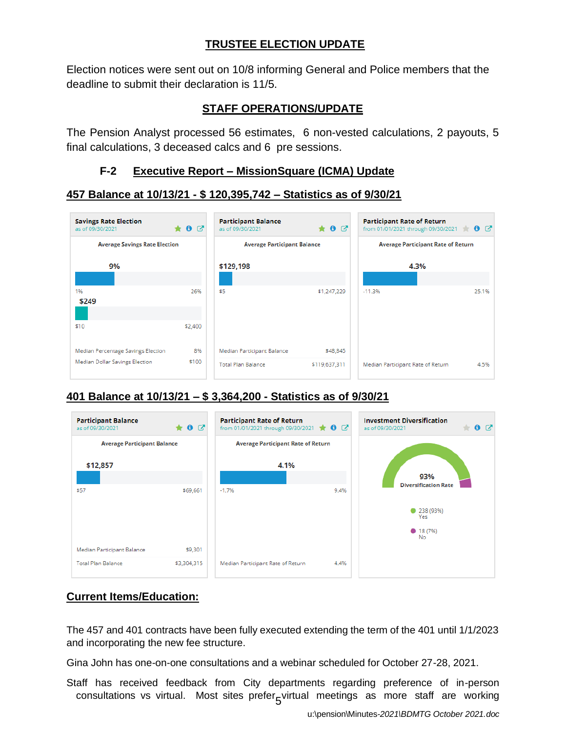## TRUSTEE ELECTION UPDATE

Election notices were sent out on 10/8 informing General and Police members that the deadline to submit their declaration is 11/5.

## STAFF OPERATIONS/UPDATE

The Pension Analyst processed 56 estimates, 6 non-vested calculations, 2 payouts, 5 final calculations, 3 deceased calcs and 6 pre sessions.

### F-2 Executive Report – MissionSquare (ICMA) Update

### 457 Balance at 10/13/21 - $ 120,395,742 – Statistics as of 9/30/21

**Savings Rate Election**
as of 09/30/2021

Average Savings Rate Election

9%

1% — 26%

$249

$10 — $2,400

| | |
|---|---|
| Median Percentage Savings Election | 8% |
| Median Dollar Savings Election | $100 |

**Participant Balance**
as of 09/30/2021

Average Participant Balance

$129,198

$5 — $1,247,229

| | |
|---|---|
| Median Participant Balance | $48,845 |
| Total Plan Balance | $119,637,311 |

**Participant Rate of Return**
from 01/01/2021 through 09/30/2021

Average Participant Rate of Return

4.3%

-11.3% — 25.1%

| | |
|---|---|
| Median Participant Rate of Return | 4.5% |

### 401 Balance at 10/13/21 – $ 3,364,200 - Statistics as of 9/30/21

**Participant Balance**
as of 09/30/2021

Average Participant Balance

$12,857

$57 — $69,661

| | |
|---|---|
| Median Participant Balance | $9,301 |
| Total Plan Balance | $3,304,315 |

**Participant Rate of Return**
from 01/01/2021 through 09/30/2021

Average Participant Rate of Return

4.1%

-1.7% — 9.4%

| | |
|---|---|
| Median Participant Rate of Return | 4.4% |

**Investment Diversification**
as of 09/30/2021

93% Diversification Rate

- 238 (93%) Yes
- 18 (7%) No

## Current Items/Education:

The 457 and 401 contracts have been fully executed extending the term of the 401 until 1/1/2023 and incorporating the new fee structure.

Gina John has one-on-one consultations and a webinar scheduled for October 27-28, 2021.

Staff has received feedback from City departments regarding preference of in-person consultations vs virtual. Most sites prefer virtual meetings as more staff are working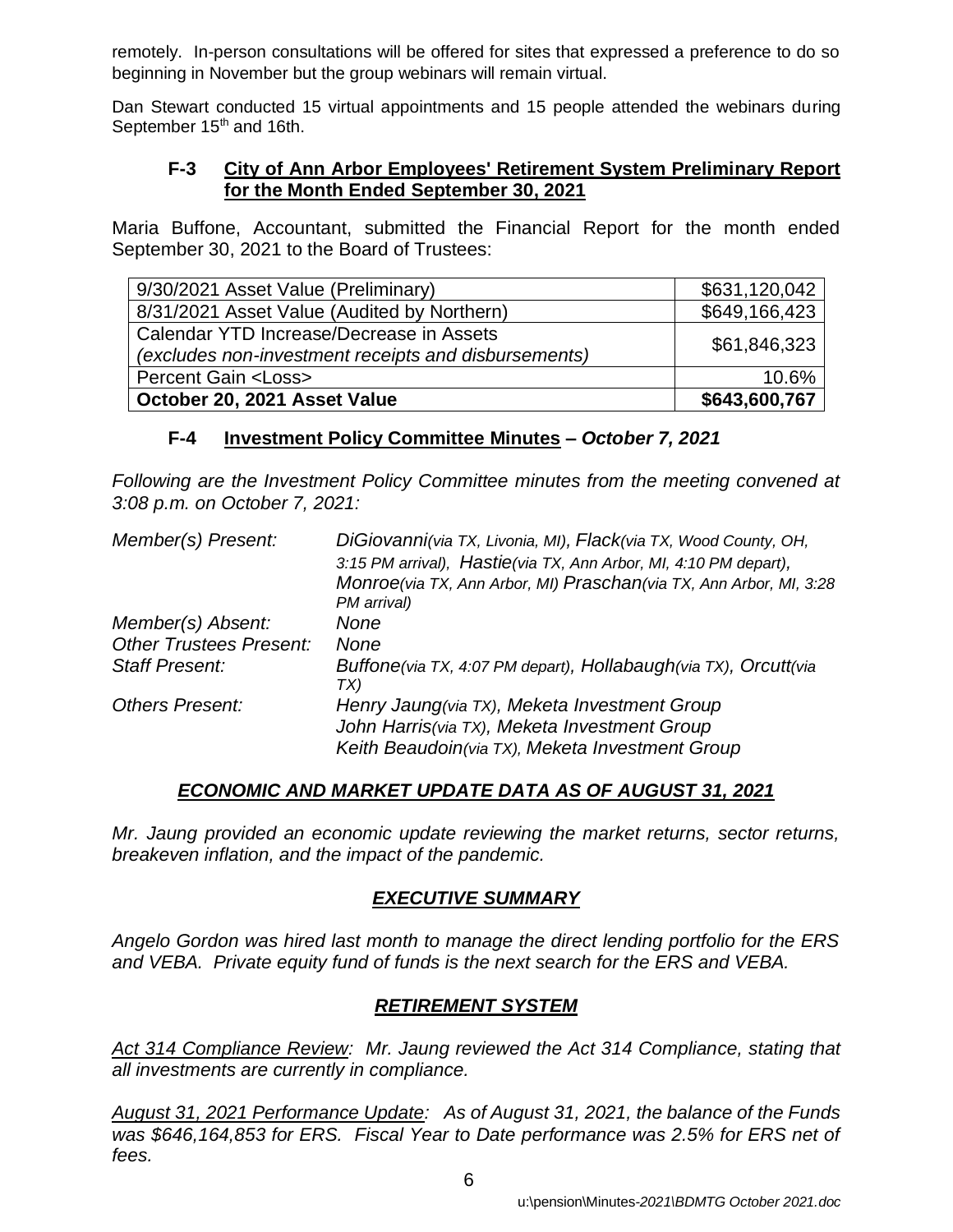remotely. In-person consultations will be offered for sites that expressed a preference to do so beginning in November but the group webinars will remain virtual.

Dan Stewart conducted 15 virtual appointments and 15 people attended the webinars during September 15th and 16th.

### F-3 City of Ann Arbor Employees' Retirement System Preliminary Report for the Month Ended September 30, 2021

Maria Buffone, Accountant, submitted the Financial Report for the month ended September 30, 2021 to the Board of Trustees:

| | |
|---|---|
| 9/30/2021 Asset Value (Preliminary) | $631,120,042 |
| 8/31/2021 Asset Value (Audited by Northern) | $649,166,423 |
| Calendar YTD Increase/Decrease in Assets *(excludes non-investment receipts and disbursements)* | $61,846,323 |
| Percent Gain <Loss> | 10.6% |
| **October 20, 2021 Asset Value** | **$643,600,767** |

### F-4 Investment Policy Committee Minutes – *October 7, 2021*

*Following are the Investment Policy Committee minutes from the meeting convened at 3:08 p.m. on October 7, 2021:*

| | |
|---|---|
| *Member(s) Present:* | *DiGiovanni(via TX, Livonia, MI), Flack(via TX, Wood County, OH, 3:15 PM arrival), Hastie(via TX, Ann Arbor, MI, 4:10 PM depart), Monroe(via TX, Ann Arbor, MI) Praschan(via TX, Ann Arbor, MI, 3:28 PM arrival)* |
| *Member(s) Absent:* | *None* |
| *Other Trustees Present:* | *None* |
| *Staff Present:* | *Buffone(via TX, 4:07 PM depart), Hollabaugh(via TX), Orcutt(via TX)* |
| *Others Present:* | *Henry Jaung(via TX), Meketa Investment Group*<br>*John Harris(via TX), Meketa Investment Group*<br>*Keith Beaudoin(via TX), Meketa Investment Group* |

#### ***ECONOMIC AND MARKET UPDATE DATA AS OF AUGUST 31, 2021***

*Mr. Jaung provided an economic update reviewing the market returns, sector returns, breakeven inflation, and the impact of the pandemic.*

#### ***EXECUTIVE SUMMARY***

*Angelo Gordon was hired last month to manage the direct lending portfolio for the ERS and VEBA. Private equity fund of funds is the next search for the ERS and VEBA.*

#### ***RETIREMENT SYSTEM***

*Act 314 Compliance Review: Mr. Jaung reviewed the Act 314 Compliance, stating that all investments are currently in compliance.*

*August 31, 2021 Performance Update: As of August 31, 2021, the balance of the Funds was $646,164,853 for ERS. Fiscal Year to Date performance was 2.5% for ERS net of fees.*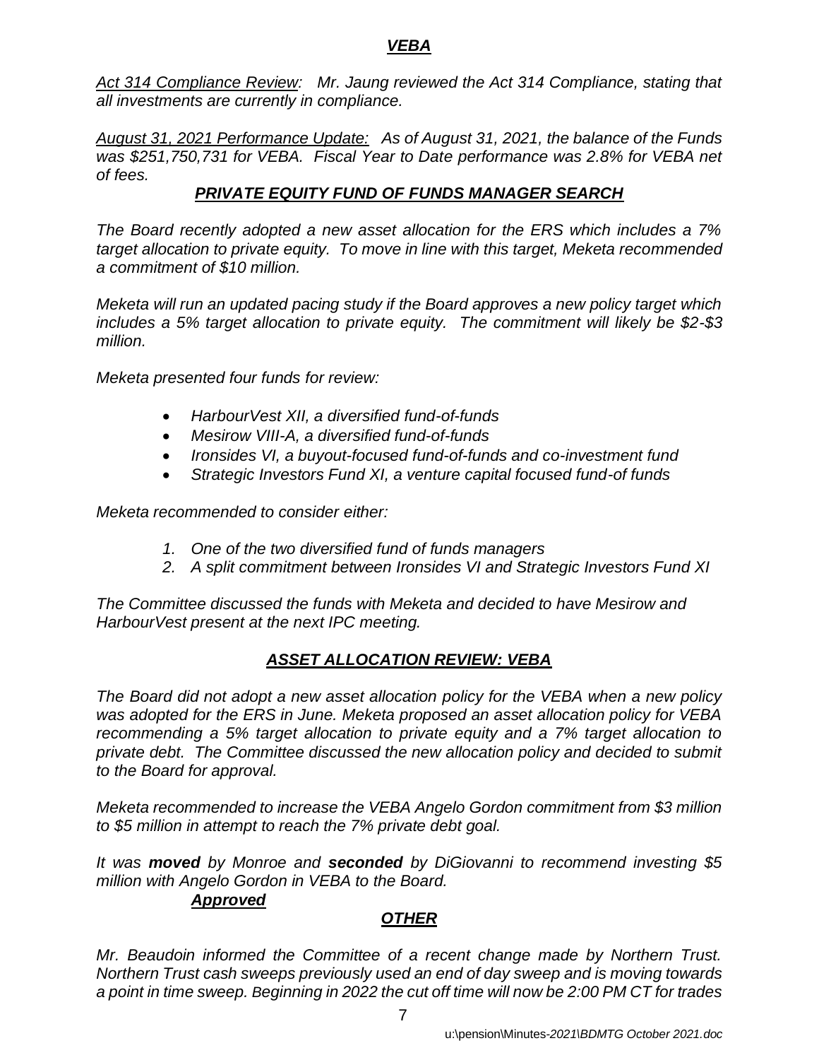## *VEBA*

*Act 314 Compliance Review: Mr. Jaung reviewed the Act 314 Compliance, stating that all investments are currently in compliance.*

*August 31, 2021 Performance Update: As of August 31, 2021, the balance of the Funds was $251,750,731 for VEBA. Fiscal Year to Date performance was 2.8% for VEBA net of fees.*

## *PRIVATE EQUITY FUND OF FUNDS MANAGER SEARCH*

*The Board recently adopted a new asset allocation for the ERS which includes a 7% target allocation to private equity. To move in line with this target, Meketa recommended a commitment of $10 million.*

*Meketa will run an updated pacing study if the Board approves a new policy target which includes a 5% target allocation to private equity. The commitment will likely be $2-$3 million.*

*Meketa presented four funds for review:*

- *HarbourVest XII, a diversified fund-of-funds*
- *Mesirow VIII-A, a diversified fund-of-funds*
- *Ironsides VI, a buyout-focused fund-of-funds and co-investment fund*
- *Strategic Investors Fund XI, a venture capital focused fund-of funds*

*Meketa recommended to consider either:*

1. *One of the two diversified fund of funds managers*
2. *A split commitment between Ironsides VI and Strategic Investors Fund XI*

*The Committee discussed the funds with Meketa and decided to have Mesirow and HarbourVest present at the next IPC meeting.*

## *ASSET ALLOCATION REVIEW: VEBA*

*The Board did not adopt a new asset allocation policy for the VEBA when a new policy was adopted for the ERS in June. Meketa proposed an asset allocation policy for VEBA recommending a 5% target allocation to private equity and a 7% target allocation to private debt. The Committee discussed the new allocation policy and decided to submit to the Board for approval.*

*Meketa recommended to increase the VEBA Angelo Gordon commitment from $3 million to $5 million in attempt to reach the 7% private debt goal.*

*It was **moved** by Monroe and **seconded** by DiGiovanni to recommend investing $5 million with Angelo Gordon in VEBA to the Board.*

***Approved***

## *OTHER*

*Mr. Beaudoin informed the Committee of a recent change made by Northern Trust. Northern Trust cash sweeps previously used an end of day sweep and is moving towards a point in time sweep. Beginning in 2022 the cut off time will now be 2:00 PM CT for trades*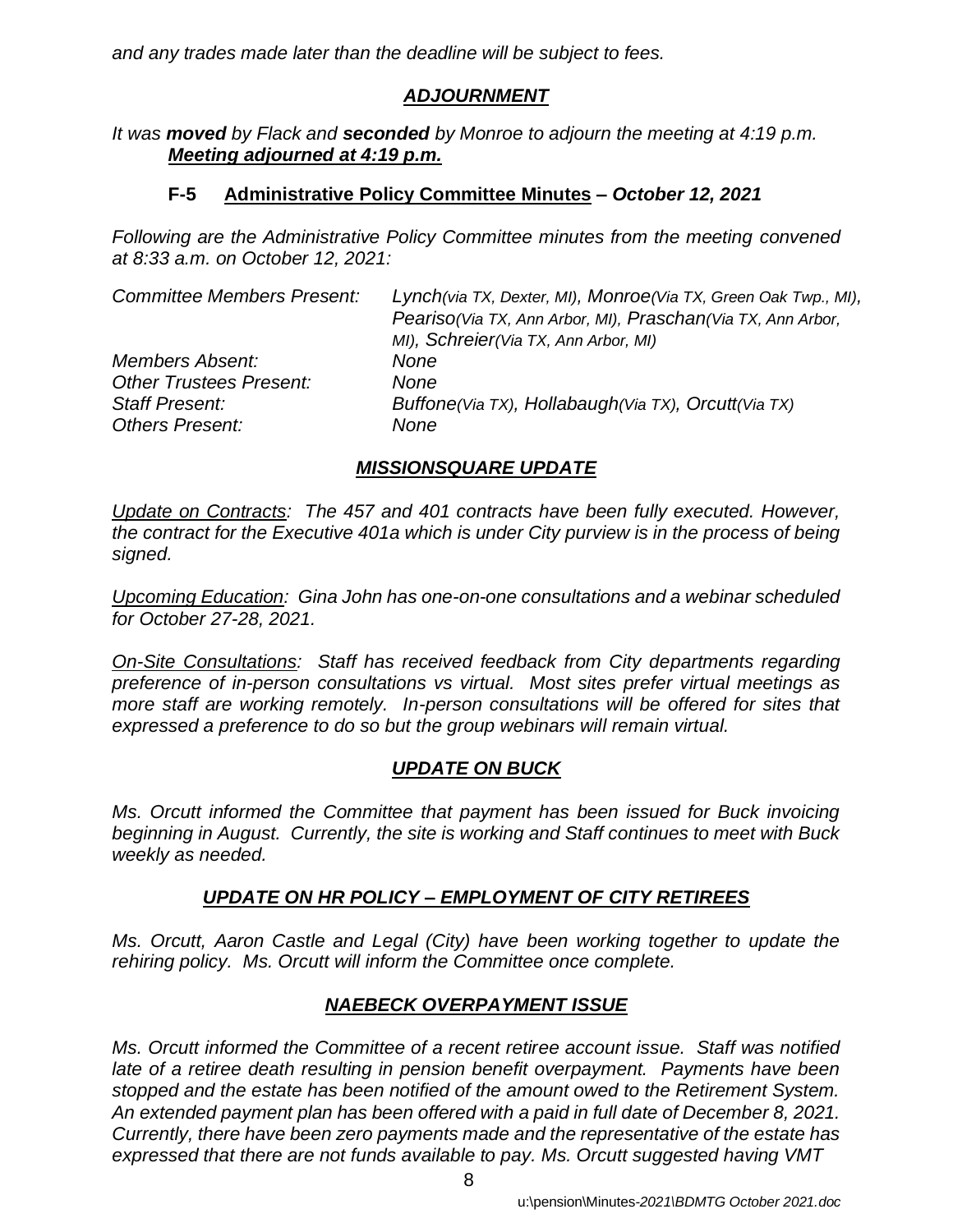*and any trades made later than the deadline will be subject to fees.*

## ***ADJOURNMENT***

*It was **moved** by Flack and **seconded** by Monroe to adjourn the meeting at 4:19 p.m.*
***Meeting adjourned at 4:19 p.m.***

### **F-5 Administrative Policy Committee Minutes – *October 12, 2021***

*Following are the Administrative Policy Committee minutes from the meeting convened at 8:33 a.m. on October 12, 2021:*

| | |
|---|---|
| *Committee Members Present:* | *Lynch(via TX, Dexter, MI), Monroe(Via TX, Green Oak Twp., MI), Peariso(Via TX, Ann Arbor, MI), Praschan(Via TX, Ann Arbor, MI), Schreier(Via TX, Ann Arbor, MI)* |
| *Members Absent:* | *None* |
| *Other Trustees Present:* | *None* |
| *Staff Present:* | *Buffone(Via TX), Hollabaugh(Via TX), Orcutt(Via TX)* |
| *Others Present:* | *None* |

## ***MISSIONSQUARE UPDATE***

*Update on Contracts: The 457 and 401 contracts have been fully executed. However, the contract for the Executive 401a which is under City purview is in the process of being signed.*

*Upcoming Education: Gina John has one-on-one consultations and a webinar scheduled for October 27-28, 2021.*

*On-Site Consultations: Staff has received feedback from City departments regarding preference of in-person consultations vs virtual. Most sites prefer virtual meetings as more staff are working remotely. In-person consultations will be offered for sites that expressed a preference to do so but the group webinars will remain virtual.*

## ***UPDATE ON BUCK***

*Ms. Orcutt informed the Committee that payment has been issued for Buck invoicing beginning in August. Currently, the site is working and Staff continues to meet with Buck weekly as needed.*

## ***UPDATE ON HR POLICY – EMPLOYMENT OF CITY RETIREES***

*Ms. Orcutt, Aaron Castle and Legal (City) have been working together to update the rehiring policy. Ms. Orcutt will inform the Committee once complete.*

## ***NAEBECK OVERPAYMENT ISSUE***

*Ms. Orcutt informed the Committee of a recent retiree account issue. Staff was notified late of a retiree death resulting in pension benefit overpayment. Payments have been stopped and the estate has been notified of the amount owed to the Retirement System. An extended payment plan has been offered with a paid in full date of December 8, 2021. Currently, there have been zero payments made and the representative of the estate has expressed that there are not funds available to pay. Ms. Orcutt suggested having VMT*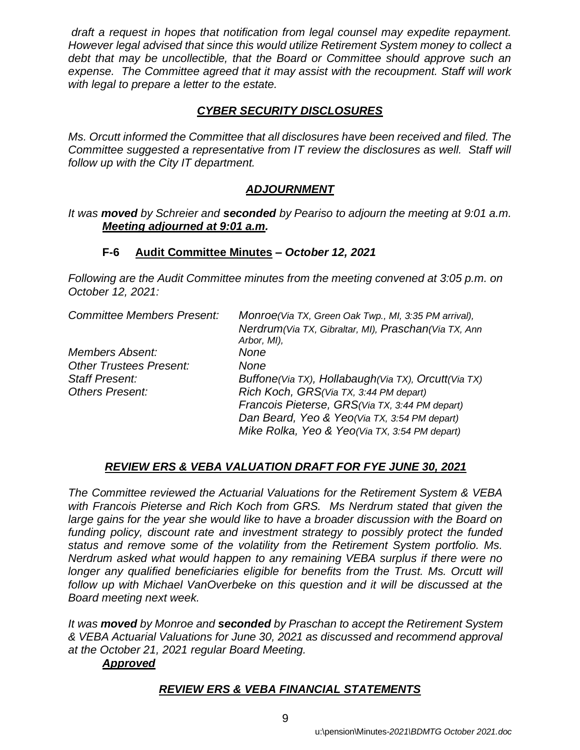*draft a request in hopes that notification from legal counsel may expedite repayment. However legal advised that since this would utilize Retirement System money to collect a debt that may be uncollectible, that the Board or Committee should approve such an expense. The Committee agreed that it may assist with the recoupment. Staff will work with legal to prepare a letter to the estate.*

### ***CYBER SECURITY DISCLOSURES***

*Ms. Orcutt informed the Committee that all disclosures have been received and filed. The Committee suggested a representative from IT review the disclosures as well. Staff will follow up with the City IT department.*

### ***ADJOURNMENT***

*It was **moved** by Schreier and **seconded** by Peariso to adjourn the meeting at 9:01 a.m.*
***Meeting adjourned at 9:01 a.m.***

### **F-6 Audit Committee Minutes – *October 12, 2021***

*Following are the Audit Committee minutes from the meeting convened at 3:05 p.m. on October 12, 2021:*

| | |
|---|---|
| *Committee Members Present:* | *Monroe(Via TX, Green Oak Twp., MI, 3:35 PM arrival), Nerdrum(Via TX, Gibraltar, MI), Praschan(Via TX, Ann Arbor, MI),* |
| *Members Absent:* | *None* |
| *Other Trustees Present:* | *None* |
| *Staff Present:* | *Buffone(Via TX), Hollabaugh(Via TX), Orcutt(Via TX)* |
| *Others Present:* | *Rich Koch, GRS(Via TX, 3:44 PM depart)*<br>*Francois Pieterse, GRS(Via TX, 3:44 PM depart)*<br>*Dan Beard, Yeo & Yeo(Via TX, 3:54 PM depart)*<br>*Mike Rolka, Yeo & Yeo(Via TX, 3:54 PM depart)* |

### ***REVIEW ERS & VEBA VALUATION DRAFT FOR FYE JUNE 30, 2021***

*The Committee reviewed the Actuarial Valuations for the Retirement System & VEBA with Francois Pieterse and Rich Koch from GRS. Ms Nerdrum stated that given the large gains for the year she would like to have a broader discussion with the Board on funding policy, discount rate and investment strategy to possibly protect the funded status and remove some of the volatility from the Retirement System portfolio. Ms. Nerdrum asked what would happen to any remaining VEBA surplus if there were no longer any qualified beneficiaries eligible for benefits from the Trust. Ms. Orcutt will follow up with Michael VanOverbeke on this question and it will be discussed at the Board meeting next week.*

*It was **moved** by Monroe and **seconded** by Praschan to accept the Retirement System & VEBA Actuarial Valuations for June 30, 2021 as discussed and recommend approval at the October 21, 2021 regular Board Meeting.*
***Approved***

### ***REVIEW ERS & VEBA FINANCIAL STATEMENTS***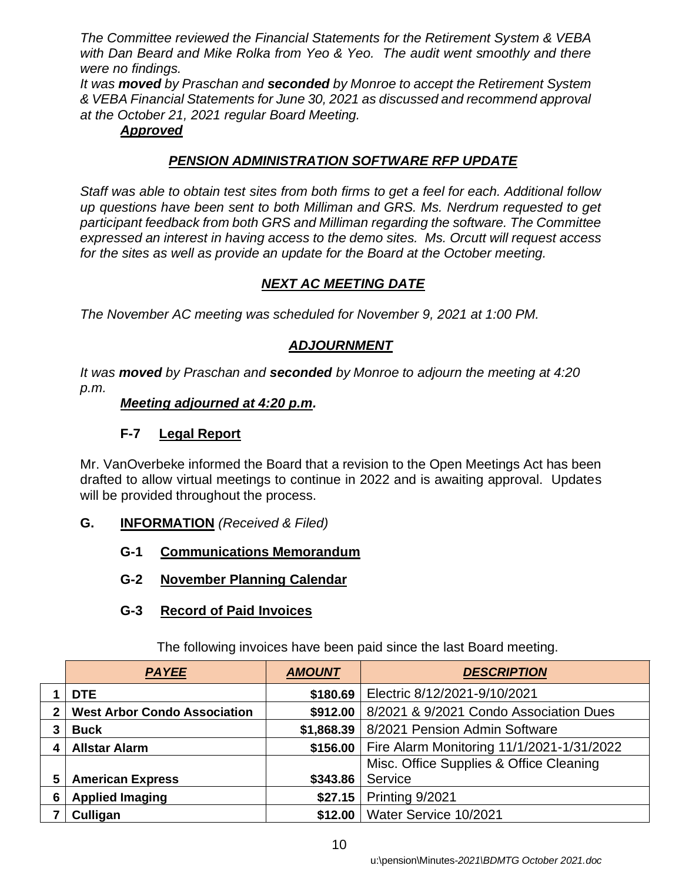*The Committee reviewed the Financial Statements for the Retirement System & VEBA with Dan Beard and Mike Rolka from Yeo & Yeo. The audit went smoothly and there were no findings.*

*It was **moved** by Praschan and **seconded** by Monroe to accept the Retirement System & VEBA Financial Statements for June 30, 2021 as discussed and recommend approval at the October 21, 2021 regular Board Meeting.*

***Approved***

### *PENSION ADMINISTRATION SOFTWARE RFP UPDATE*

*Staff was able to obtain test sites from both firms to get a feel for each. Additional follow up questions have been sent to both Milliman and GRS. Ms. Nerdrum requested to get participant feedback from both GRS and Milliman regarding the software. The Committee expressed an interest in having access to the demo sites. Ms. Orcutt will request access for the sites as well as provide an update for the Board at the October meeting.*

### *NEXT AC MEETING DATE*

*The November AC meeting was scheduled for November 9, 2021 at 1:00 PM.*

### *ADJOURNMENT*

*It was **moved** by Praschan and **seconded** by Monroe to adjourn the meeting at 4:20 p.m.*

***Meeting adjourned at 4:20 p.m.***

**F-7 Legal Report**

Mr. VanOverbeke informed the Board that a revision to the Open Meetings Act has been drafted to allow virtual meetings to continue in 2022 and is awaiting approval. Updates will be provided throughout the process.

**G. INFORMATION** *(Received & Filed)*

**G-1 Communications Memorandum**

**G-2 November Planning Calendar**

**G-3 Record of Paid Invoices**

The following invoices have been paid since the last Board meeting.

| | *PAYEE* | *AMOUNT* | *DESCRIPTION* |
|---|---|---|---|
| 1 | **DTE** | **$180.69** | Electric 8/12/2021-9/10/2021 |
| 2 | **West Arbor Condo Association** | **$912.00** | 8/2021 & 9/2021 Condo Association Dues |
| 3 | **Buck** | **$1,868.39** | 8/2021 Pension Admin Software |
| 4 | **Allstar Alarm** | **$156.00** | Fire Alarm Monitoring 11/1/2021-1/31/2022 |
| 5 | **American Express** | **$343.86** | Misc. Office Supplies & Office Cleaning Service |
| 6 | **Applied Imaging** | **$27.15** | Printing 9/2021 |
| 7 | **Culligan** | **$12.00** | Water Service 10/2021 |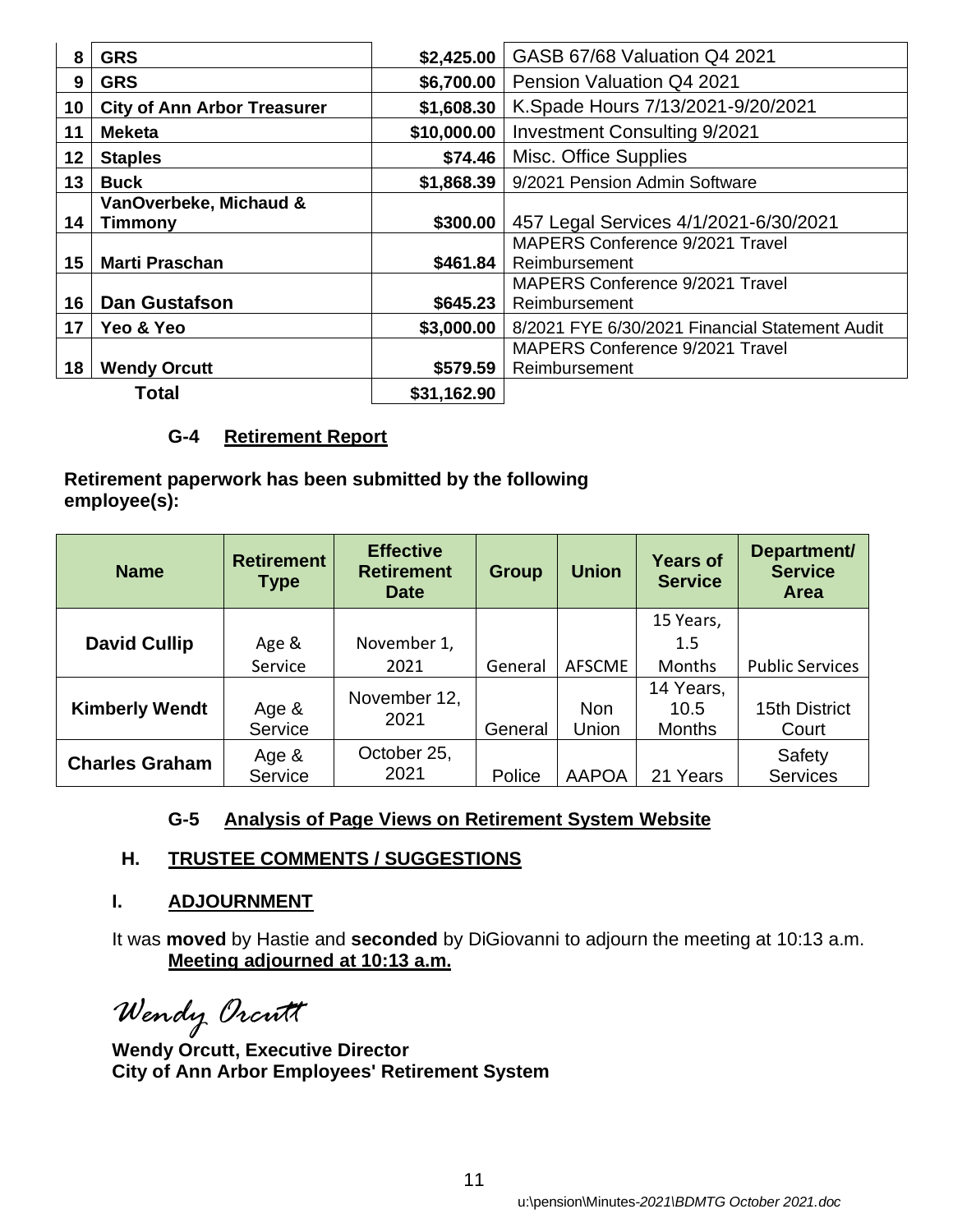| | | | |
|---|---|---|---|
| 8 | **GRS** | **$2,425.00** | GASB 67/68 Valuation Q4 2021 |
| 9 | **GRS** | **$6,700.00** | Pension Valuation Q4 2021 |
| 10 | **City of Ann Arbor Treasurer** | **$1,608.30** | K.Spade Hours 7/13/2021-9/20/2021 |
| 11 | **Meketa** | **$10,000.00** | Investment Consulting 9/2021 |
| 12 | **Staples** | **$74.46** | Misc. Office Supplies |
| 13 | **Buck** | **$1,868.39** | 9/2021 Pension Admin Software |
| 14 | **VanOverbeke, Michaud & Timmony** | **$300.00** | 457 Legal Services 4/1/2021-6/30/2021 |
| 15 | **Marti Praschan** | **$461.84** | MAPERS Conference 9/2021 Travel Reimbursement |
| 16 | **Dan Gustafson** | **$645.23** | MAPERS Conference 9/2021 Travel Reimbursement |
| 17 | **Yeo & Yeo** | **$3,000.00** | 8/2021 FYE 6/30/2021 Financial Statement Audit |
| 18 | **Wendy Orcutt** | **$579.59** | MAPERS Conference 9/2021 Travel Reimbursement |
| | **Total** | **$31,162.90** | |

### G-4 Retirement Report

**Retirement paperwork has been submitted by the following employee(s):**

| Name | Retirement Type | Effective Retirement Date | Group | Union | Years of Service | Department/ Service Area |
|---|---|---|---|---|---|---|
| **David Cullip** | Age & Service | November 1, 2021 | General | AFSCME | 15 Years, 1.5 Months | Public Services |
| **Kimberly Wendt** | Age & Service | November 12, 2021 | General | Non Union | 14 Years, 10.5 Months | 15th District Court |
| **Charles Graham** | Age & Service | October 25, 2021 | Police | AAPOA | 21 Years | Safety Services |

### G-5 Analysis of Page Views on Retirement System Website

## H. TRUSTEE COMMENTS / SUGGESTIONS

## I. ADJOURNMENT

It was **moved** by Hastie and **seconded** by DiGiovanni to adjourn the meeting at 10:13 a.m.
**Meeting adjourned at 10:13 a.m.**

*Wendy Orcutt*

**Wendy Orcutt, Executive Director**
**City of Ann Arbor Employees' Retirement System**

u:\pension\Minutes-2021\BDMTG October 2021.doc